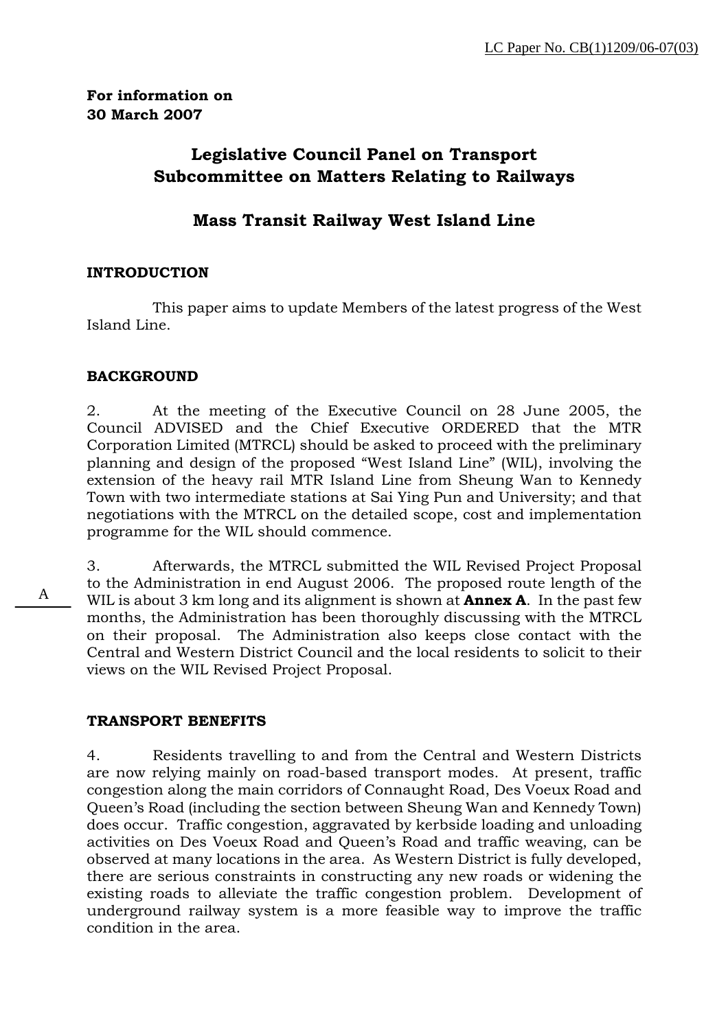LC Paper No. CB(1)1209/06-07(03)

**For information on**
**30 March 2007**

# Legislative Council Panel on Transport
# Subcommittee on Matters Relating to Railways

## Mass Transit Railway West Island Line

### INTRODUCTION

This paper aims to update Members of the latest progress of the West Island Line.

### BACKGROUND

2. At the meeting of the Executive Council on 28 June 2005, the Council ADVISED and the Chief Executive ORDERED that the MTR Corporation Limited (MTRCL) should be asked to proceed with the preliminary planning and design of the proposed "West Island Line" (WIL), involving the extension of the heavy rail MTR Island Line from Sheung Wan to Kennedy Town with two intermediate stations at Sai Ying Pun and University; and that negotiations with the MTRCL on the detailed scope, cost and implementation programme for the WIL should commence.

A

3. Afterwards, the MTRCL submitted the WIL Revised Project Proposal to the Administration in end August 2006. The proposed route length of the WIL is about 3 km long and its alignment is shown at **Annex A**. In the past few months, the Administration has been thoroughly discussing with the MTRCL on their proposal. The Administration also keeps close contact with the Central and Western District Council and the local residents to solicit to their views on the WIL Revised Project Proposal.

### TRANSPORT BENEFITS

4. Residents travelling to and from the Central and Western Districts are now relying mainly on road-based transport modes. At present, traffic congestion along the main corridors of Connaught Road, Des Voeux Road and Queen's Road (including the section between Sheung Wan and Kennedy Town) does occur. Traffic congestion, aggravated by kerbside loading and unloading activities on Des Voeux Road and Queen's Road and traffic weaving, can be observed at many locations in the area. As Western District is fully developed, there are serious constraints in constructing any new roads or widening the existing roads to alleviate the traffic congestion problem. Development of underground railway system is a more feasible way to improve the traffic condition in the area.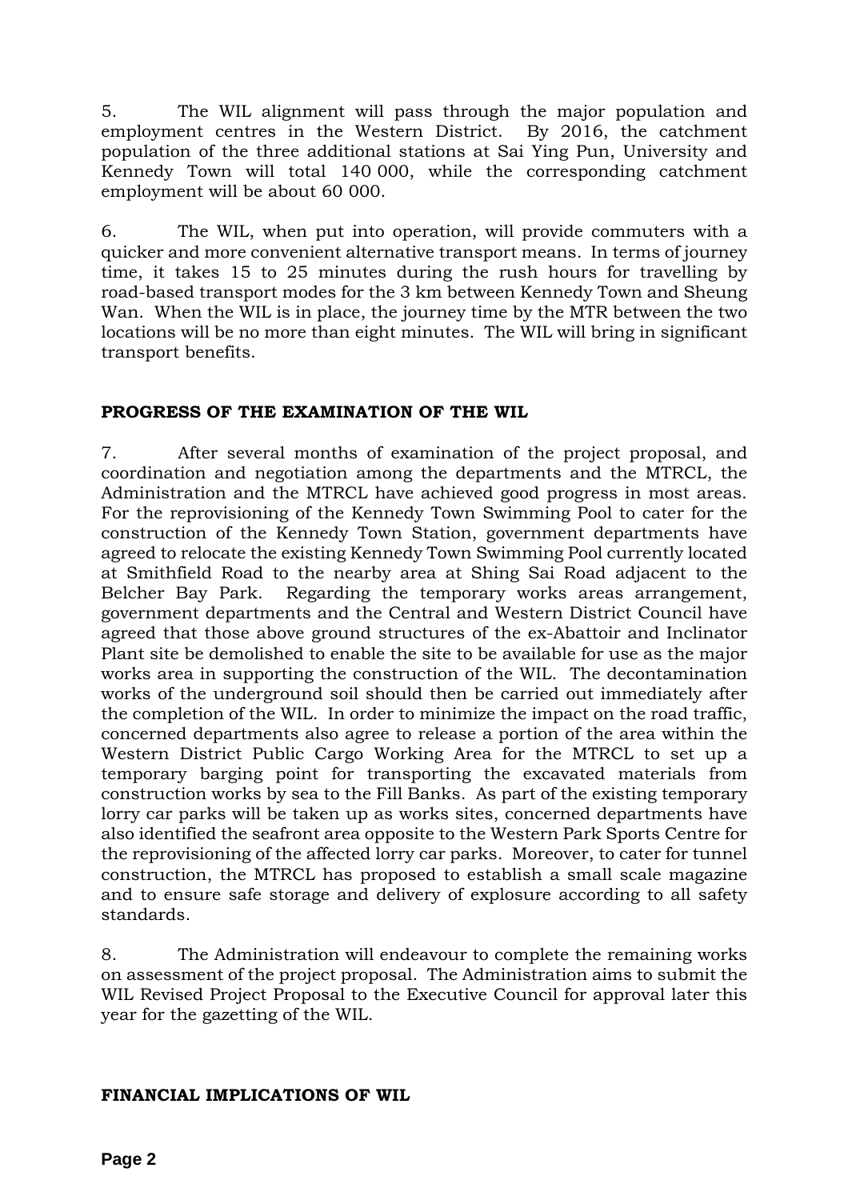5. The WIL alignment will pass through the major population and employment centres in the Western District. By 2016, the catchment population of the three additional stations at Sai Ying Pun, University and Kennedy Town will total 140 000, while the corresponding catchment employment will be about 60 000.

6. The WIL, when put into operation, will provide commuters with a quicker and more convenient alternative transport means. In terms of journey time, it takes 15 to 25 minutes during the rush hours for travelling by road-based transport modes for the 3 km between Kennedy Town and Sheung Wan. When the WIL is in place, the journey time by the MTR between the two locations will be no more than eight minutes. The WIL will bring in significant transport benefits.

**PROGRESS OF THE EXAMINATION OF THE WIL**

7. After several months of examination of the project proposal, and coordination and negotiation among the departments and the MTRCL, the Administration and the MTRCL have achieved good progress in most areas. For the reprovisioning of the Kennedy Town Swimming Pool to cater for the construction of the Kennedy Town Station, government departments have agreed to relocate the existing Kennedy Town Swimming Pool currently located at Smithfield Road to the nearby area at Shing Sai Road adjacent to the Belcher Bay Park. Regarding the temporary works areas arrangement, government departments and the Central and Western District Council have agreed that those above ground structures of the ex-Abattoir and Inclinator Plant site be demolished to enable the site to be available for use as the major works area in supporting the construction of the WIL. The decontamination works of the underground soil should then be carried out immediately after the completion of the WIL. In order to minimize the impact on the road traffic, concerned departments also agree to release a portion of the area within the Western District Public Cargo Working Area for the MTRCL to set up a temporary barging point for transporting the excavated materials from construction works by sea to the Fill Banks. As part of the existing temporary lorry car parks will be taken up as works sites, concerned departments have also identified the seafront area opposite to the Western Park Sports Centre for the reprovisioning of the affected lorry car parks. Moreover, to cater for tunnel construction, the MTRCL has proposed to establish a small scale magazine and to ensure safe storage and delivery of explosure according to all safety standards.

8. The Administration will endeavour to complete the remaining works on assessment of the project proposal. The Administration aims to submit the WIL Revised Project Proposal to the Executive Council for approval later this year for the gazetting of the WIL.

**FINANCIAL IMPLICATIONS OF WIL**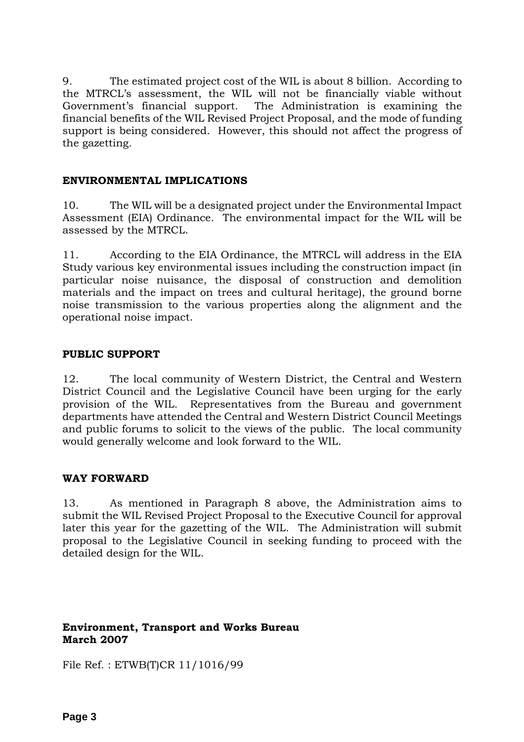9. The estimated project cost of the WIL is about 8 billion. According to the MTRCL's assessment, the WIL will not be financially viable without Government's financial support. The Administration is examining the financial benefits of the WIL Revised Project Proposal, and the mode of funding support is being considered. However, this should not affect the progress of the gazetting.

## ENVIRONMENTAL IMPLICATIONS

10. The WIL will be a designated project under the Environmental Impact Assessment (EIA) Ordinance. The environmental impact for the WIL will be assessed by the MTRCL.

11. According to the EIA Ordinance, the MTRCL will address in the EIA Study various key environmental issues including the construction impact (in particular noise nuisance, the disposal of construction and demolition materials and the impact on trees and cultural heritage), the ground borne noise transmission to the various properties along the alignment and the operational noise impact.

## PUBLIC SUPPORT

12. The local community of Western District, the Central and Western District Council and the Legislative Council have been urging for the early provision of the WIL. Representatives from the Bureau and government departments have attended the Central and Western District Council Meetings and public forums to solicit to the views of the public. The local community would generally welcome and look forward to the WIL.

## WAY FORWARD

13. As mentioned in Paragraph 8 above, the Administration aims to submit the WIL Revised Project Proposal to the Executive Council for approval later this year for the gazetting of the WIL. The Administration will submit proposal to the Legislative Council in seeking funding to proceed with the detailed design for the WIL.

**Environment, Transport and Works Bureau**
**March 2007**

File Ref. : ETWB(T)CR 11/1016/99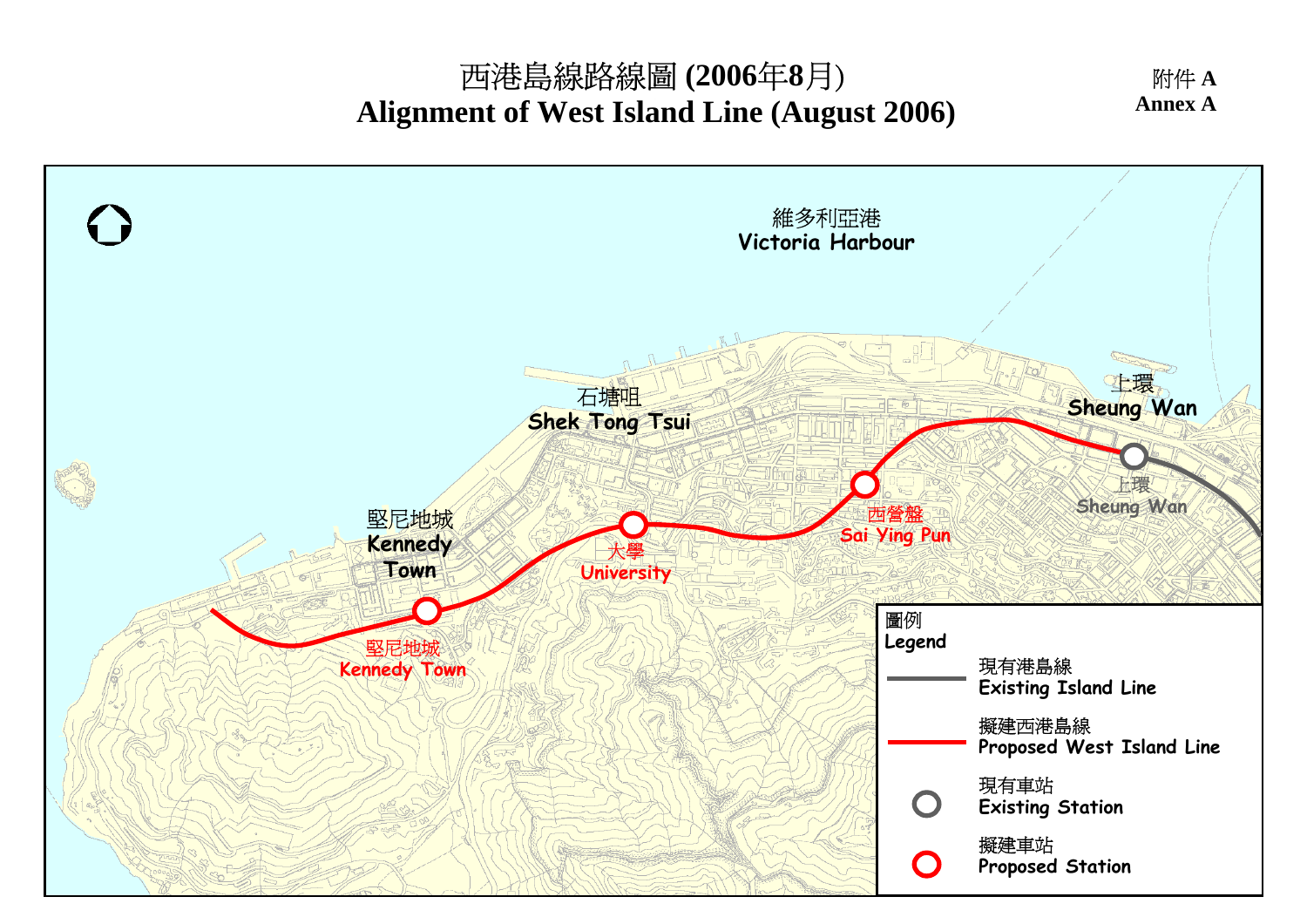附件 A
Annex A

# 西港島線路線圖 (2006年8月)
# Alignment of West Island Line (August 2006)

維多利亞港
Victoria Harbour

石塘咀
Shek Tong Tsui

堅尼地城
Kennedy Town

上環
Sheung Wan

大學
University

西營盤
Sai Ying Pun

堅尼地城
Kennedy Town

上環
Sheung Wan

圖例
Legend

現有港島線
Existing Island Line

擬建西港島線
Proposed West Island Line

現有車站
Existing Station

擬建車站
Proposed Station